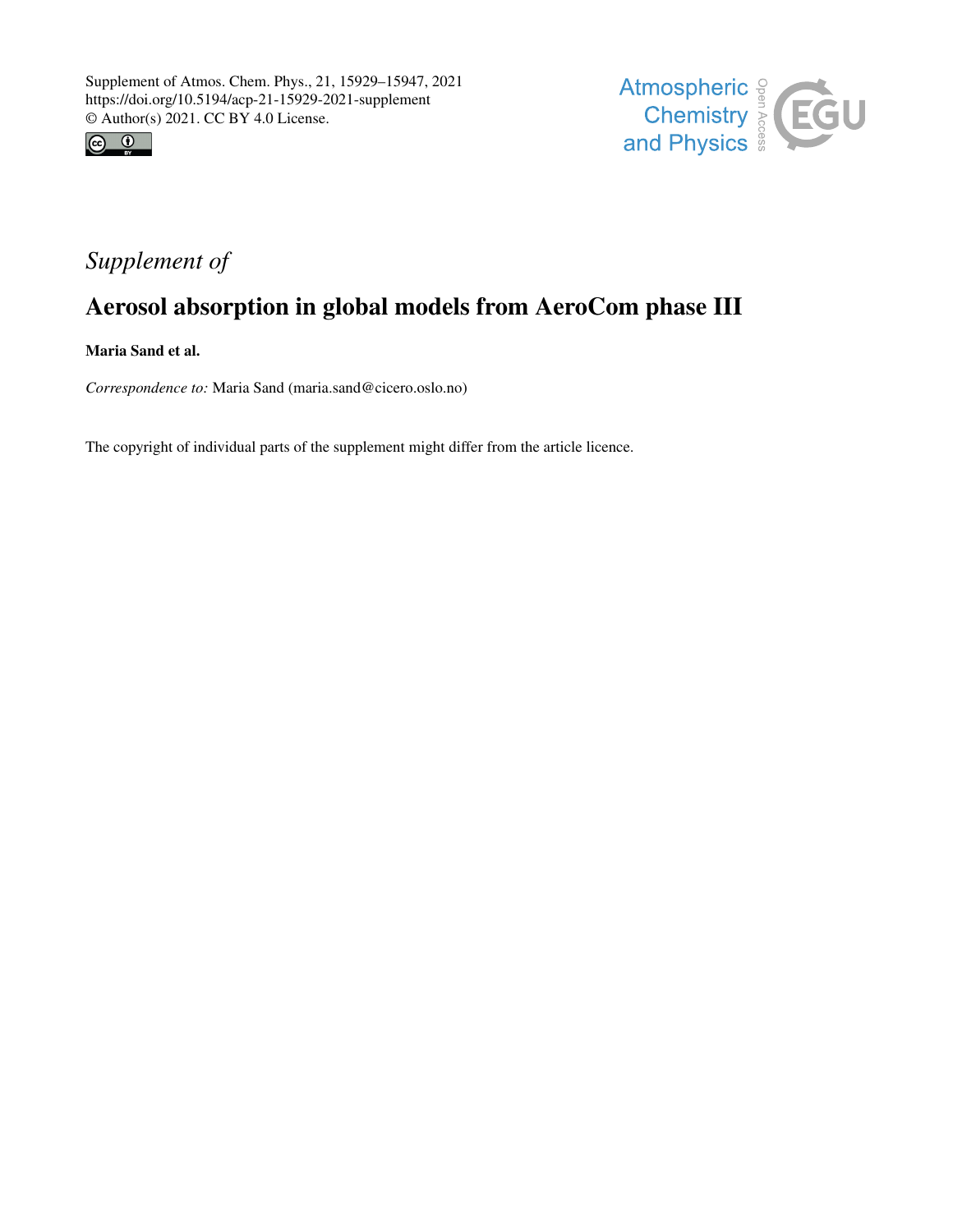Supplement of Atmos. Chem. Phys., 21, 15929–15947, 2021
https://doi.org/10.5194/acp-21-15929-2021-supplement
© Author(s) 2021. CC BY 4.0 License.

*Supplement of*

# Aerosol absorption in global models from AeroCom phase III

**Maria Sand et al.**

*Correspondence to:* Maria Sand (maria.sand@cicero.oslo.no)

The copyright of individual parts of the supplement might differ from the article licence.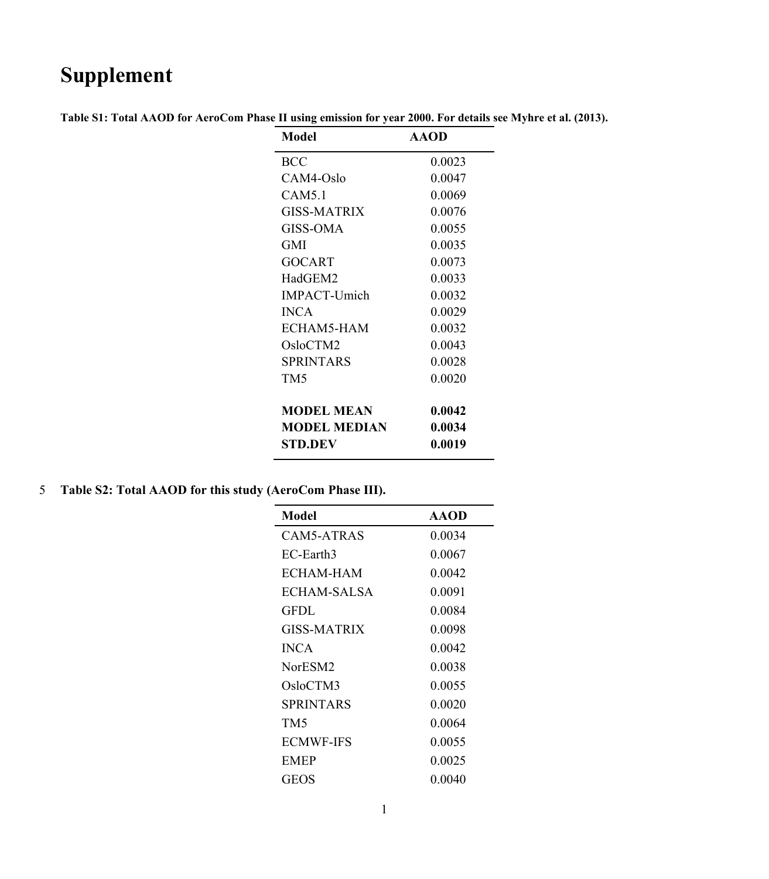# Supplement

**Table S1: Total AAOD for AeroCom Phase II using emission for year 2000. For details see Myhre et al. (2013).**

| Model | AAOD |
| --- | --- |
| BCC | 0.0023 |
| CAM4-Oslo | 0.0047 |
| CAM5.1 | 0.0069 |
| GISS-MATRIX | 0.0076 |
| GISS-OMA | 0.0055 |
| GMI | 0.0035 |
| GOCART | 0.0073 |
| HadGEM2 | 0.0033 |
| IMPACT-Umich | 0.0032 |
| INCA | 0.0029 |
| ECHAM5-HAM | 0.0032 |
| OsloCTM2 | 0.0043 |
| SPRINTARS | 0.0028 |
| TM5 | 0.0020 |
| **MODEL MEAN** | **0.0042** |
| **MODEL MEDIAN** | **0.0034** |
| **STD.DEV** | **0.0019** |

**Table S2: Total AAOD for this study (AeroCom Phase III).**

| Model | AAOD |
| --- | --- |
| CAM5-ATRAS | 0.0034 |
| EC-Earth3 | 0.0067 |
| ECHAM-HAM | 0.0042 |
| ECHAM-SALSA | 0.0091 |
| GFDL | 0.0084 |
| GISS-MATRIX | 0.0098 |
| INCA | 0.0042 |
| NorESM2 | 0.0038 |
| OsloCTM3 | 0.0055 |
| SPRINTARS | 0.0020 |
| TM5 | 0.0064 |
| ECMWF-IFS | 0.0055 |
| EMEP | 0.0025 |
| GEOS | 0.0040 |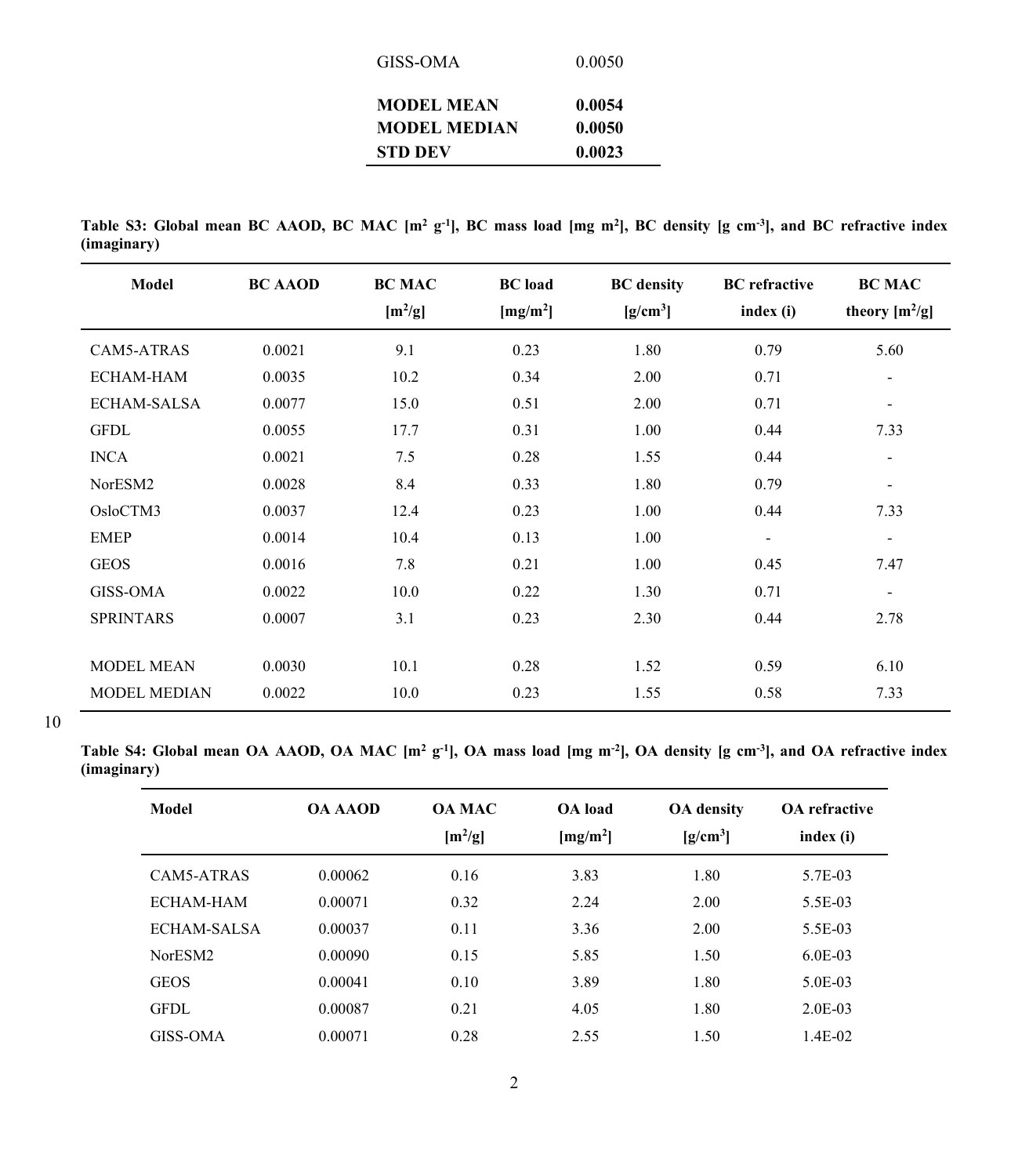| | |
|---|---|
| GISS-OMA | 0.0050 |
| **MODEL MEAN** | **0.0054** |
| **MODEL MEDIAN** | **0.0050** |
| **STD DEV** | **0.0023** |

**Table S3: Global mean BC AAOD, BC MAC [$m^2$ $g^{-1}$], BC mass load [mg $m^2$], BC density [g $cm^{-3}$], and BC refractive index (imaginary)**

| Model | BC AAOD | BC MAC [$m^2$/g] | BC load [mg/$m^2$] | BC density [g/$cm^3$] | BC refractive index (i) | BC MAC theory [$m^2$/g] |
|---|---|---|---|---|---|---|
| CAM5-ATRAS | 0.0021 | 9.1 | 0.23 | 1.80 | 0.79 | 5.60 |
| ECHAM-HAM | 0.0035 | 10.2 | 0.34 | 2.00 | 0.71 | - |
| ECHAM-SALSA | 0.0077 | 15.0 | 0.51 | 2.00 | 0.71 | - |
| GFDL | 0.0055 | 17.7 | 0.31 | 1.00 | 0.44 | 7.33 |
| INCA | 0.0021 | 7.5 | 0.28 | 1.55 | 0.44 | - |
| NorESM2 | 0.0028 | 8.4 | 0.33 | 1.80 | 0.79 | - |
| OsloCTM3 | 0.0037 | 12.4 | 0.23 | 1.00 | 0.44 | 7.33 |
| EMEP | 0.0014 | 10.4 | 0.13 | 1.00 | - | - |
| GEOS | 0.0016 | 7.8 | 0.21 | 1.00 | 0.45 | 7.47 |
| GISS-OMA | 0.0022 | 10.0 | 0.22 | 1.30 | 0.71 | - |
| SPRINTARS | 0.0007 | 3.1 | 0.23 | 2.30 | 0.44 | 2.78 |
| MODEL MEAN | 0.0030 | 10.1 | 0.28 | 1.52 | 0.59 | 6.10 |
| MODEL MEDIAN | 0.0022 | 10.0 | 0.23 | 1.55 | 0.58 | 7.33 |

**Table S4: Global mean OA AAOD, OA MAC [$m^2$ $g^{-1}$], OA mass load [mg $m^{-2}$], OA density [g $cm^{-3}$], and OA refractive index (imaginary)**

| Model | OA AAOD | OA MAC [$m^2$/g] | OA load [mg/$m^2$] | OA density [g/$cm^3$] | OA refractive index (i) |
|---|---|---|---|---|---|
| CAM5-ATRAS | 0.00062 | 0.16 | 3.83 | 1.80 | 5.7E-03 |
| ECHAM-HAM | 0.00071 | 0.32 | 2.24 | 2.00 | 5.5E-03 |
| ECHAM-SALSA | 0.00037 | 0.11 | 3.36 | 2.00 | 5.5E-03 |
| NorESM2 | 0.00090 | 0.15 | 5.85 | 1.50 | 6.0E-03 |
| GEOS | 0.00041 | 0.10 | 3.89 | 1.80 | 5.0E-03 |
| GFDL | 0.00087 | 0.21 | 4.05 | 1.80 | 2.0E-03 |
| GISS-OMA | 0.00071 | 0.28 | 2.55 | 1.50 | 1.4E-02 |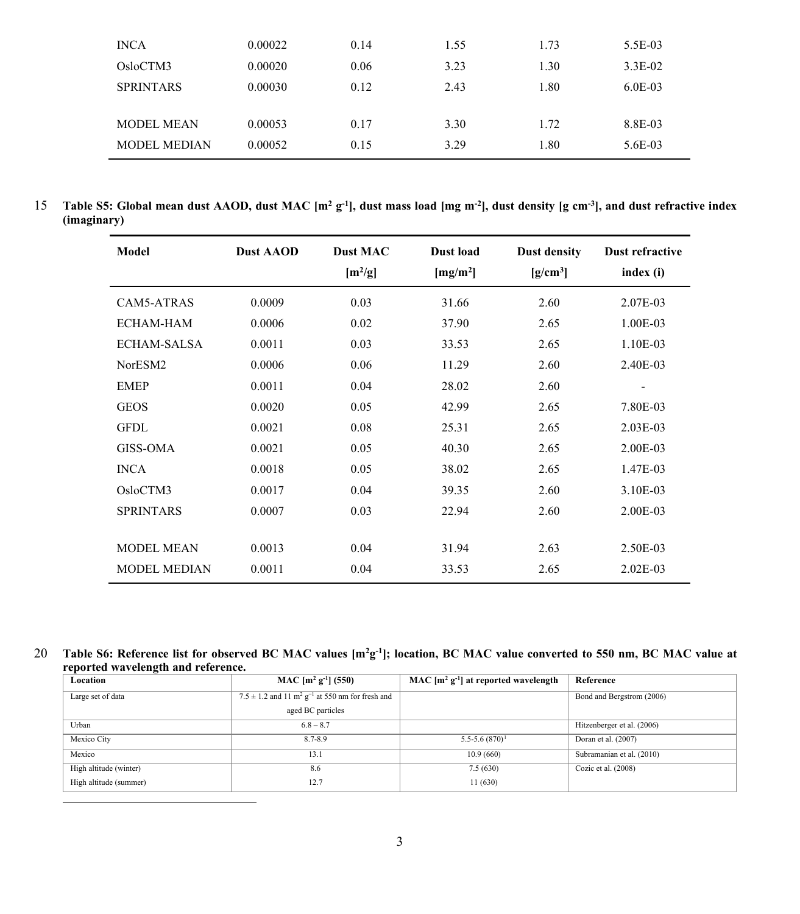| | | | | | |
|---|---|---|---|---|---|
| INCA | 0.00022 | 0.14 | 1.55 | 1.73 | 5.5E-03 |
| OsloCTM3 | 0.00020 | 0.06 | 3.23 | 1.30 | 3.3E-02 |
| SPRINTARS | 0.00030 | 0.12 | 2.43 | 1.80 | 6.0E-03 |
| | | | | | |
| MODEL MEAN | 0.00053 | 0.17 | 3.30 | 1.72 | 8.8E-03 |
| MODEL MEDIAN | 0.00052 | 0.15 | 3.29 | 1.80 | 5.6E-03 |

**Table S5: Global mean dust AAOD, dust MAC [$m^2$ $g^{-1}$], dust mass load [mg $m^{-2}$], dust density [g $cm^{-3}$], and dust refractive index (imaginary)**

| Model | Dust AAOD | Dust MAC [$m^2$/g] | Dust load [mg/$m^2$] | Dust density [g/$cm^3$] | Dust refractive index (i) |
|---|---|---|---|---|---|
| CAM5-ATRAS | 0.0009 | 0.03 | 31.66 | 2.60 | 2.07E-03 |
| ECHAM-HAM | 0.0006 | 0.02 | 37.90 | 2.65 | 1.00E-03 |
| ECHAM-SALSA | 0.0011 | 0.03 | 33.53 | 2.65 | 1.10E-03 |
| NorESM2 | 0.0006 | 0.06 | 11.29 | 2.60 | 2.40E-03 |
| EMEP | 0.0011 | 0.04 | 28.02 | 2.60 | - |
| GEOS | 0.0020 | 0.05 | 42.99 | 2.65 | 7.80E-03 |
| GFDL | 0.0021 | 0.08 | 25.31 | 2.65 | 2.03E-03 |
| GISS-OMA | 0.0021 | 0.05 | 40.30 | 2.65 | 2.00E-03 |
| INCA | 0.0018 | 0.05 | 38.02 | 2.65 | 1.47E-03 |
| OsloCTM3 | 0.0017 | 0.04 | 39.35 | 2.60 | 3.10E-03 |
| SPRINTARS | 0.0007 | 0.03 | 22.94 | 2.60 | 2.00E-03 |
| | | | | | |
| MODEL MEAN | 0.0013 | 0.04 | 31.94 | 2.63 | 2.50E-03 |
| MODEL MEDIAN | 0.0011 | 0.04 | 33.53 | 2.65 | 2.02E-03 |

**Table S6: Reference list for observed BC MAC values [$m^2g^{-1}$]; location, BC MAC value converted to 550 nm, BC MAC value at reported wavelength and reference.**

| Location | MAC [$m^2$ $g^{-1}$] (550) | MAC [$m^2$ $g^{-1}$] at reported wavelength | Reference |
|---|---|---|---|
| Large set of data | $7.5 \pm 1.2$ and 11 $m^2$ $g^{-1}$ at 550 nm for fresh and aged BC particles | | Bond and Bergstrom (2006) |
| Urban | 6.8 – 8.7 | | Hitzenberger et al. (2006) |
| Mexico City | 8.7-8.9 | 5.5-5.6 (870)[1] | Doran et al. (2007) |
| Mexico | 13.1 | 10.9 (660) | Subramanian et al. (2010) |
| High altitude (winter) | 8.6 | 7.5 (630) | Cozic et al. (2008) |
| High altitude (summer) | 12.7 | 11 (630) | |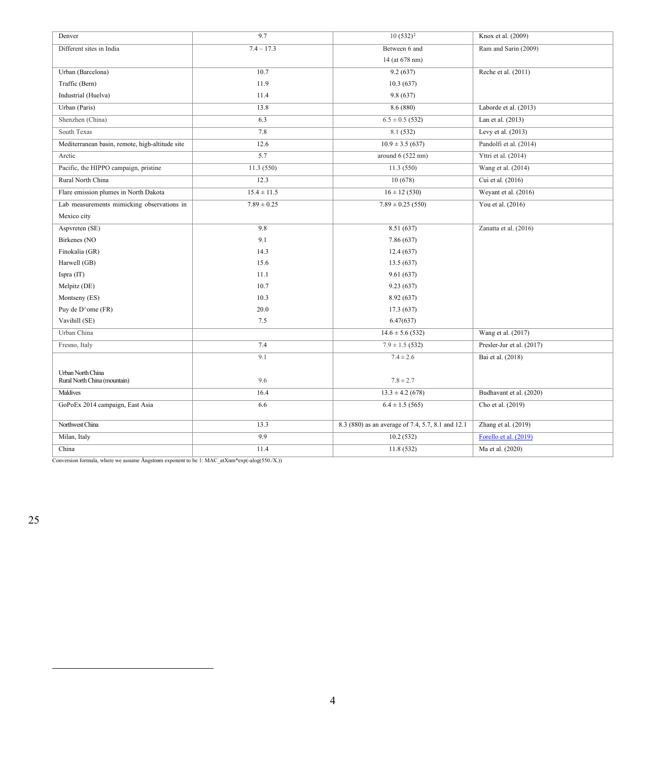| Denver | 9.7 | 10 (532)[2] | Knox et al. (2009) |
|---|---|---|---|
| Different sites in India | 7.4 – 17.3 | Between 6 and 14 (at 678 nm) | Ram and Sarin (2009) |
| Urban (Barcelona)<br>Traffic (Bern)<br>Industrial (Huelva) | 10.7<br>11.9<br>11.4 | 9.2 (637)<br>10.3 (637)<br>9.8 (637) | Reche et al. (2011) |
| Urban (Paris) | 13.8 | 8.6 (880) | Laborde et al. (2013) |
| Shenzhen (China) | 6.3 | 6.5 ± 0.5 (532) | Lan et al. (2013) |
| South Texas | 7.8 | 8.1 (532) | Levy et al. (2013) |
| Mediterranean basin, remote, high-altitude site | 12.6 | 10.9 ± 3.5 (637) | Pandolfi et al. (2014) |
| Arctic | 5.7 | around 6 (522 nm) | Yttri et al. (2014) |
| Pacific, the HIPPO campaign, pristine | 11.3 (550) | 11.3 (550) | Wang et al. (2014) |
| Rural North China | 12.3 | 10 (678) | Cui et al. (2016) |
| Flare emission plumes in North Dakota | 15.4 ± 11.5 | 16 ± 12 (530) | Weyant et al. (2016) |
| Lab measurements mimicking observations in Mexico city | 7.89 ± 0.25 | 7.89 ± 0.25 (550) | You et al. (2016) |
| Aspvreten (SE)<br>Birkenes (NO<br>Finokalia (GR)<br>Harwell (GB)<br>Ispra (IT)<br>Melpitz (DE)<br>Montseny (ES)<br>Puy de D^ome (FR)<br>Vavihill (SE) | 9.8<br>9.1<br>14.3<br>15.6<br>11.1<br>10.7<br>10.3<br>20.0<br>7.5 | 8.51 (637)<br>7.86 (637)<br>12.4 (637)<br>13.5 (637)<br>9.61 (637)<br>9.23 (637)<br>8.92 (637)<br>17.3 (637)<br>6.47(637) | Zanatta et al. (2016) |
| Urban China | | 14.6 ± 5.6 (532) | Wang et al. (2017) |
| Fresno, Italy | 7.4 | 7.9 ± 1.5 (532) | Presler-Jur et al. (2017) |
| Urban North China<br>Rural North China (mountain) | 9.1<br>9.6 | 7.4 ± 2.6<br>7.8 ± 2.7 | Bai et al. (2018) |
| Maldives | 16.4 | 13.3 ± 4.2 (678) | Budhavant et al. (2020) |
| GoPoEx 2014 campaign, East Asia | 6.6 | 6.4 ± 1.5 (565) | Cho et al. (2019) |
| Northwest China | 13.3 | 8.3 (880) as an average of 7.4, 5.7, 8.1 and 12.1 | Zhang et al. (2019) |
| Milan, Italy | 9.9 | 10.2 (532) | Forello et al. (2019) |
| China | 11.4 | 11.8 (532) | Ma et al. (2020) |

Conversion formula, where we assume Ångstrøm exponent to be 1: MAC_atXnm*exp(-alog(550./X.))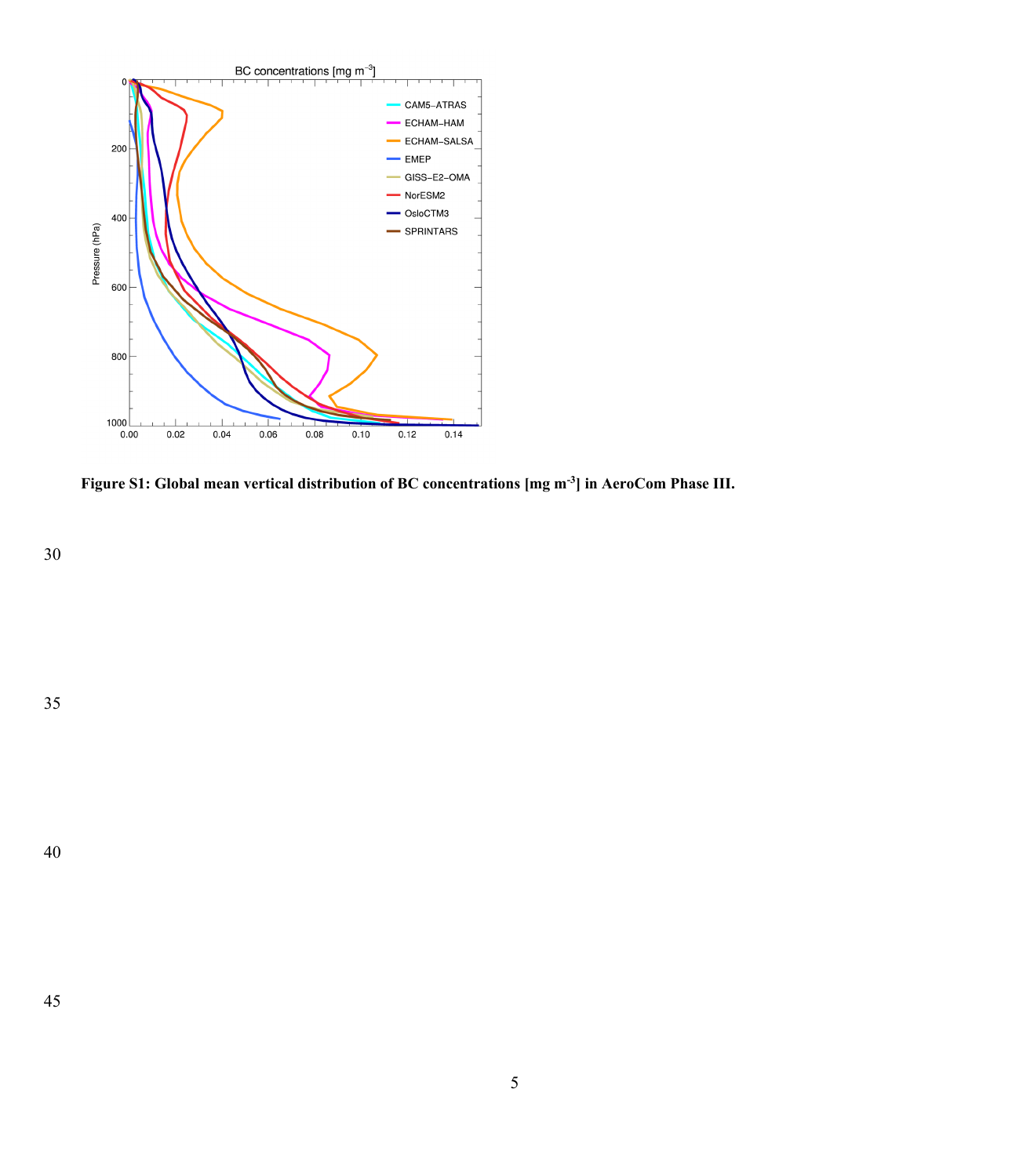**Figure S1: Global mean vertical distribution of BC concentrations [mg m$^{-3}$] in AeroCom Phase III.**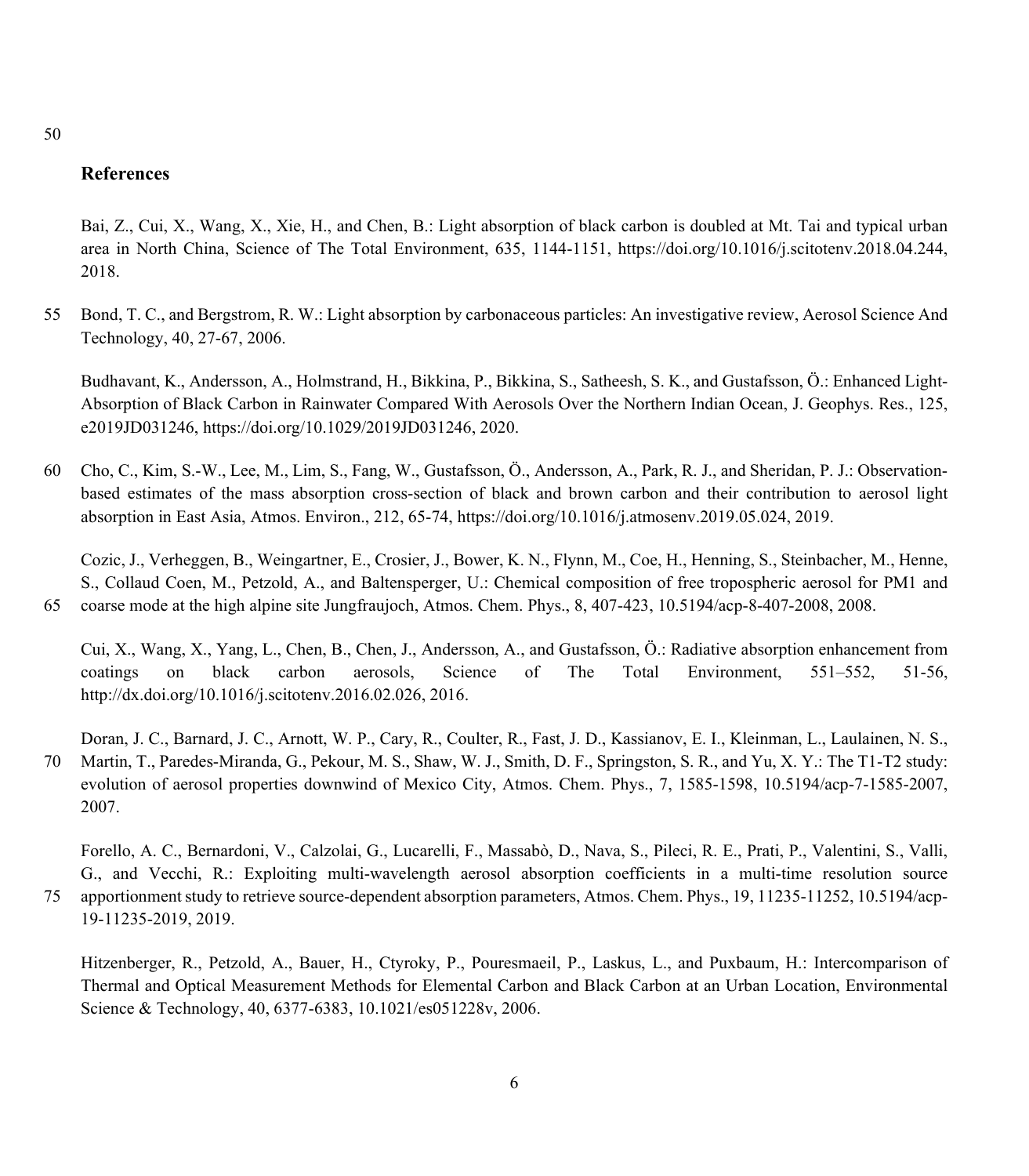## References

Bai, Z., Cui, X., Wang, X., Xie, H., and Chen, B.: Light absorption of black carbon is doubled at Mt. Tai and typical urban area in North China, Science of The Total Environment, 635, 1144-1151, https://doi.org/10.1016/j.scitotenv.2018.04.244, 2018.

Bond, T. C., and Bergstrom, R. W.: Light absorption by carbonaceous particles: An investigative review, Aerosol Science And Technology, 40, 27-67, 2006.

Budhavant, K., Andersson, A., Holmstrand, H., Bikkina, P., Bikkina, S., Satheesh, S. K., and Gustafsson, Ö.: Enhanced Light-Absorption of Black Carbon in Rainwater Compared With Aerosols Over the Northern Indian Ocean, J. Geophys. Res., 125, e2019JD031246, https://doi.org/10.1029/2019JD031246, 2020.

Cho, C., Kim, S.-W., Lee, M., Lim, S., Fang, W., Gustafsson, Ö., Andersson, A., Park, R. J., and Sheridan, P. J.: Observation-based estimates of the mass absorption cross-section of black and brown carbon and their contribution to aerosol light absorption in East Asia, Atmos. Environ., 212, 65-74, https://doi.org/10.1016/j.atmosenv.2019.05.024, 2019.

Cozic, J., Verheggen, B., Weingartner, E., Crosier, J., Bower, K. N., Flynn, M., Coe, H., Henning, S., Steinbacher, M., Henne, S., Collaud Coen, M., Petzold, A., and Baltensperger, U.: Chemical composition of free tropospheric aerosol for PM1 and coarse mode at the high alpine site Jungfraujoch, Atmos. Chem. Phys., 8, 407-423, 10.5194/acp-8-407-2008, 2008.

Cui, X., Wang, X., Yang, L., Chen, B., Chen, J., Andersson, A., and Gustafsson, Ö.: Radiative absorption enhancement from coatings on black carbon aerosols, Science of The Total Environment, 551–552, 51-56, http://dx.doi.org/10.1016/j.scitotenv.2016.02.026, 2016.

Doran, J. C., Barnard, J. C., Arnott, W. P., Cary, R., Coulter, R., Fast, J. D., Kassianov, E. I., Kleinman, L., Laulainen, N. S., Martin, T., Paredes-Miranda, G., Pekour, M. S., Shaw, W. J., Smith, D. F., Springston, S. R., and Yu, X. Y.: The T1-T2 study: evolution of aerosol properties downwind of Mexico City, Atmos. Chem. Phys., 7, 1585-1598, 10.5194/acp-7-1585-2007, 2007.

Forello, A. C., Bernardoni, V., Calzolai, G., Lucarelli, F., Massabò, D., Nava, S., Pileci, R. E., Prati, P., Valentini, S., Valli, G., and Vecchi, R.: Exploiting multi-wavelength aerosol absorption coefficients in a multi-time resolution source apportionment study to retrieve source-dependent absorption parameters, Atmos. Chem. Phys., 19, 11235-11252, 10.5194/acp-19-11235-2019, 2019.

Hitzenberger, R., Petzold, A., Bauer, H., Ctyroky, P., Pouresmaeil, P., Laskus, L., and Puxbaum, H.: Intercomparison of Thermal and Optical Measurement Methods for Elemental Carbon and Black Carbon at an Urban Location, Environmental Science & Technology, 40, 6377-6383, 10.1021/es051228v, 2006.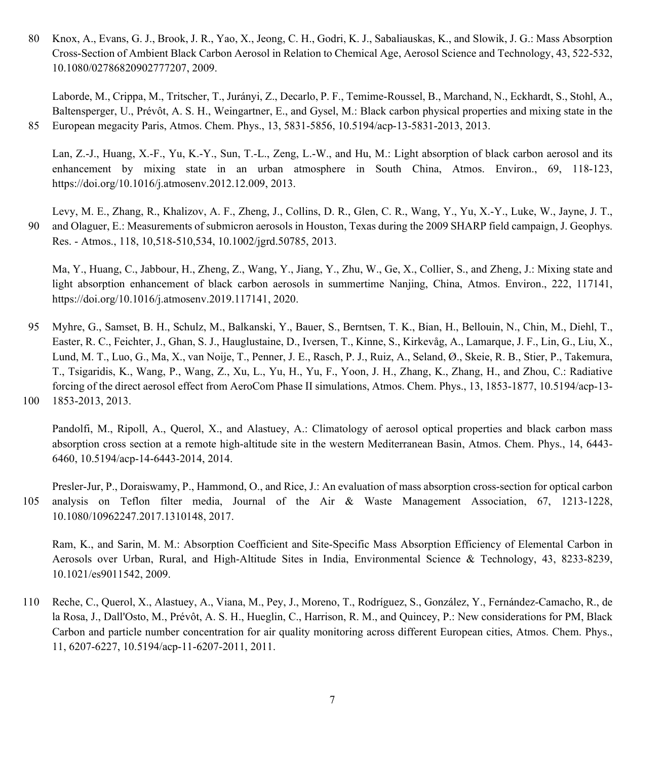Knox, A., Evans, G. J., Brook, J. R., Yao, X., Jeong, C. H., Godri, K. J., Sabaliauskas, K., and Slowik, J. G.: Mass Absorption Cross-Section of Ambient Black Carbon Aerosol in Relation to Chemical Age, Aerosol Science and Technology, 43, 522-532, 10.1080/02786820902777207, 2009.

Laborde, M., Crippa, M., Tritscher, T., Jurányi, Z., Decarlo, P. F., Temime-Roussel, B., Marchand, N., Eckhardt, S., Stohl, A., Baltensperger, U., Prévôt, A. S. H., Weingartner, E., and Gysel, M.: Black carbon physical properties and mixing state in the European megacity Paris, Atmos. Chem. Phys., 13, 5831-5856, 10.5194/acp-13-5831-2013, 2013.

Lan, Z.-J., Huang, X.-F., Yu, K.-Y., Sun, T.-L., Zeng, L.-W., and Hu, M.: Light absorption of black carbon aerosol and its enhancement by mixing state in an urban atmosphere in South China, Atmos. Environ., 69, 118-123, https://doi.org/10.1016/j.atmosenv.2012.12.009, 2013.

Levy, M. E., Zhang, R., Khalizov, A. F., Zheng, J., Collins, D. R., Glen, C. R., Wang, Y., Yu, X.-Y., Luke, W., Jayne, J. T., and Olaguer, E.: Measurements of submicron aerosols in Houston, Texas during the 2009 SHARP field campaign, J. Geophys. Res. - Atmos., 118, 10,518-510,534, 10.1002/jgrd.50785, 2013.

Ma, Y., Huang, C., Jabbour, H., Zheng, Z., Wang, Y., Jiang, Y., Zhu, W., Ge, X., Collier, S., and Zheng, J.: Mixing state and light absorption enhancement of black carbon aerosols in summertime Nanjing, China, Atmos. Environ., 222, 117141, https://doi.org/10.1016/j.atmosenv.2019.117141, 2020.

Myhre, G., Samset, B. H., Schulz, M., Balkanski, Y., Bauer, S., Berntsen, T. K., Bian, H., Bellouin, N., Chin, M., Diehl, T., Easter, R. C., Feichter, J., Ghan, S. J., Hauglustaine, D., Iversen, T., Kinne, S., Kirkevåg, A., Lamarque, J. F., Lin, G., Liu, X., Lund, M. T., Luo, G., Ma, X., van Noije, T., Penner, J. E., Rasch, P. J., Ruiz, A., Seland, Ø., Skeie, R. B., Stier, P., Takemura, T., Tsigaridis, K., Wang, P., Wang, Z., Xu, L., Yu, H., Yu, F., Yoon, J. H., Zhang, K., Zhang, H., and Zhou, C.: Radiative forcing of the direct aerosol effect from AeroCom Phase II simulations, Atmos. Chem. Phys., 13, 1853-1877, 10.5194/acp-13-1853-2013, 2013.

Pandolfi, M., Ripoll, A., Querol, X., and Alastuey, A.: Climatology of aerosol optical properties and black carbon mass absorption cross section at a remote high-altitude site in the western Mediterranean Basin, Atmos. Chem. Phys., 14, 6443-6460, 10.5194/acp-14-6443-2014, 2014.

Presler-Jur, P., Doraiswamy, P., Hammond, O., and Rice, J.: An evaluation of mass absorption cross-section for optical carbon analysis on Teflon filter media, Journal of the Air & Waste Management Association, 67, 1213-1228, 10.1080/10962247.2017.1310148, 2017.

Ram, K., and Sarin, M. M.: Absorption Coefficient and Site-Specific Mass Absorption Efficiency of Elemental Carbon in Aerosols over Urban, Rural, and High-Altitude Sites in India, Environmental Science & Technology, 43, 8233-8239, 10.1021/es9011542, 2009.

Reche, C., Querol, X., Alastuey, A., Viana, M., Pey, J., Moreno, T., Rodríguez, S., González, Y., Fernández-Camacho, R., de la Rosa, J., Dall'Osto, M., Prévôt, A. S. H., Hueglin, C., Harrison, R. M., and Quincey, P.: New considerations for PM, Black Carbon and particle number concentration for air quality monitoring across different European cities, Atmos. Chem. Phys., 11, 6207-6227, 10.5194/acp-11-6207-2011, 2011.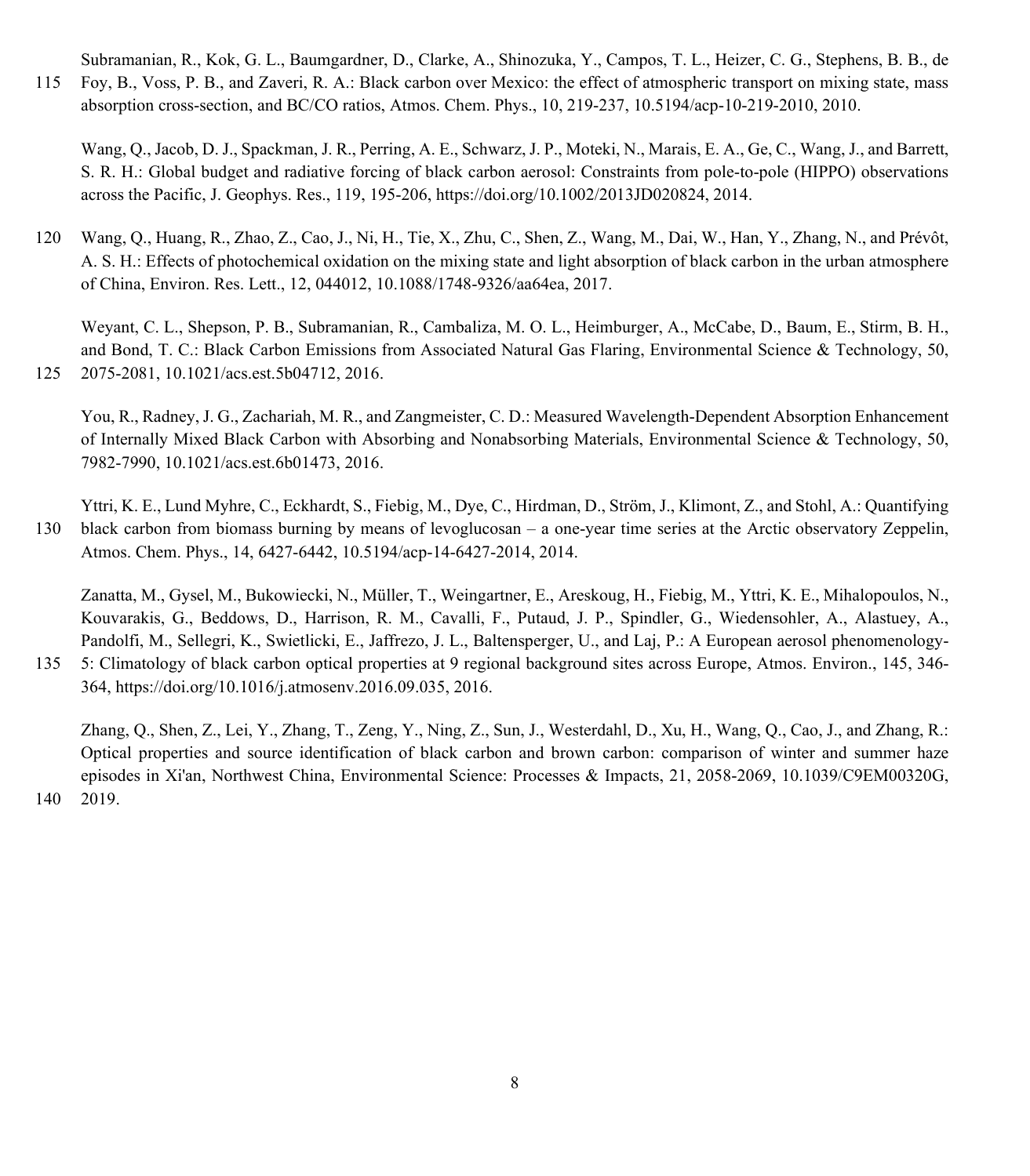Subramanian, R., Kok, G. L., Baumgardner, D., Clarke, A., Shinozuka, Y., Campos, T. L., Heizer, C. G., Stephens, B. B., de Foy, B., Voss, P. B., and Zaveri, R. A.: Black carbon over Mexico: the effect of atmospheric transport on mixing state, mass absorption cross-section, and BC/CO ratios, Atmos. Chem. Phys., 10, 219-237, 10.5194/acp-10-219-2010, 2010.

Wang, Q., Jacob, D. J., Spackman, J. R., Perring, A. E., Schwarz, J. P., Moteki, N., Marais, E. A., Ge, C., Wang, J., and Barrett, S. R. H.: Global budget and radiative forcing of black carbon aerosol: Constraints from pole-to-pole (HIPPO) observations across the Pacific, J. Geophys. Res., 119, 195-206, https://doi.org/10.1002/2013JD020824, 2014.

Wang, Q., Huang, R., Zhao, Z., Cao, J., Ni, H., Tie, X., Zhu, C., Shen, Z., Wang, M., Dai, W., Han, Y., Zhang, N., and Prévôt, A. S. H.: Effects of photochemical oxidation on the mixing state and light absorption of black carbon in the urban atmosphere of China, Environ. Res. Lett., 12, 044012, 10.1088/1748-9326/aa64ea, 2017.

Weyant, C. L., Shepson, P. B., Subramanian, R., Cambaliza, M. O. L., Heimburger, A., McCabe, D., Baum, E., Stirm, B. H., and Bond, T. C.: Black Carbon Emissions from Associated Natural Gas Flaring, Environmental Science & Technology, 50, 2075-2081, 10.1021/acs.est.5b04712, 2016.

You, R., Radney, J. G., Zachariah, M. R., and Zangmeister, C. D.: Measured Wavelength-Dependent Absorption Enhancement of Internally Mixed Black Carbon with Absorbing and Nonabsorbing Materials, Environmental Science & Technology, 50, 7982-7990, 10.1021/acs.est.6b01473, 2016.

Yttri, K. E., Lund Myhre, C., Eckhardt, S., Fiebig, M., Dye, C., Hirdman, D., Ström, J., Klimont, Z., and Stohl, A.: Quantifying black carbon from biomass burning by means of levoglucosan – a one-year time series at the Arctic observatory Zeppelin, Atmos. Chem. Phys., 14, 6427-6442, 10.5194/acp-14-6427-2014, 2014.

Zanatta, M., Gysel, M., Bukowiecki, N., Müller, T., Weingartner, E., Areskoug, H., Fiebig, M., Yttri, K. E., Mihalopoulos, N., Kouvarakis, G., Beddows, D., Harrison, R. M., Cavalli, F., Putaud, J. P., Spindler, G., Wiedensohler, A., Alastuey, A., Pandolfi, M., Sellegri, K., Swietlicki, E., Jaffrezo, J. L., Baltensperger, U., and Laj, P.: A European aerosol phenomenology-5: Climatology of black carbon optical properties at 9 regional background sites across Europe, Atmos. Environ., 145, 346-364, https://doi.org/10.1016/j.atmosenv.2016.09.035, 2016.

Zhang, Q., Shen, Z., Lei, Y., Zhang, T., Zeng, Y., Ning, Z., Sun, J., Westerdahl, D., Xu, H., Wang, Q., Cao, J., and Zhang, R.: Optical properties and source identification of black carbon and brown carbon: comparison of winter and summer haze episodes in Xi'an, Northwest China, Environmental Science: Processes & Impacts, 21, 2058-2069, 10.1039/C9EM00320G, 2019.